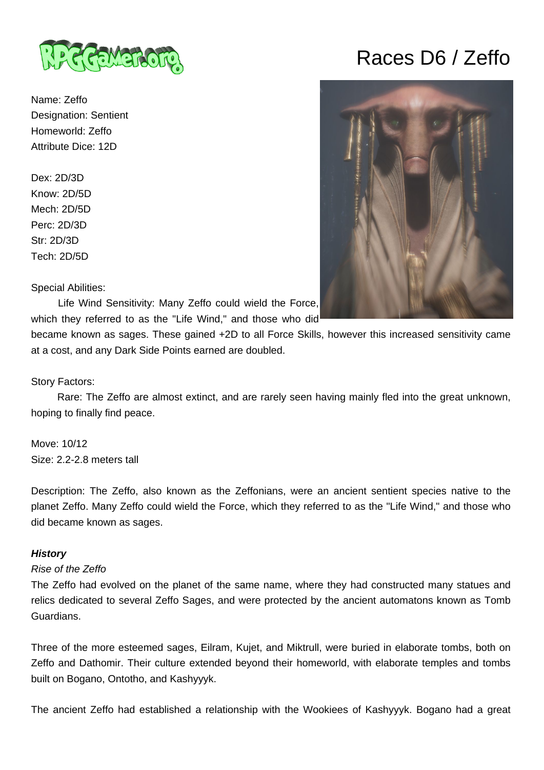# Races D6 / Zeffo

Name: Zeffo
Designation: Sentient
Homeworld: Zeffo
Attribute Dice: 12D

Dex: 2D/3D
Know: 2D/5D
Mech: 2D/5D
Perc: 2D/3D
Str: 2D/3D
Tech: 2D/5D

Special Abilities:
Life Wind Sensitivity: Many Zeffo could wield the Force, which they referred to as the "Life Wind," and those who did became known as sages. These gained +2D to all Force Skills, however this increased sensitivity came at a cost, and any Dark Side Points earned are doubled.

Story Factors:
Rare: The Zeffo are almost extinct, and are rarely seen having mainly fled into the great unknown, hoping to finally find peace.

Move: 10/12
Size: 2.2-2.8 meters tall

Description: The Zeffo, also known as the Zeffonians, were an ancient sentient species native to the planet Zeffo. Many Zeffo could wield the Force, which they referred to as the "Life Wind," and those who did became known as sages.

***History***

*Rise of the Zeffo*

The Zeffo had evolved on the planet of the same name, where they had constructed many statues and relics dedicated to several Zeffo Sages, and were protected by the ancient automatons known as Tomb Guardians.

Three of the more esteemed sages, Eilram, Kujet, and Miktrull, were buried in elaborate tombs, both on Zeffo and Dathomir. Their culture extended beyond their homeworld, with elaborate temples and tombs built on Bogano, Ontotho, and Kashyyyk.

The ancient Zeffo had established a relationship with the Wookiees of Kashyyyk. Bogano had a great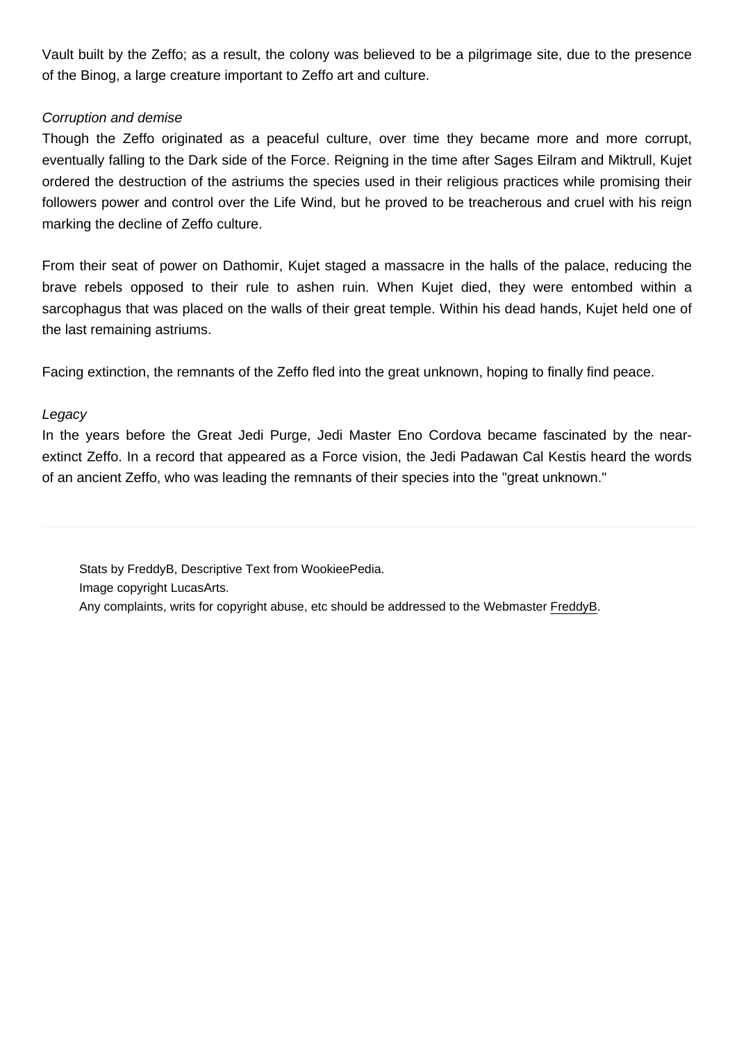Vault built by the Zeffo; as a result, the colony was believed to be a pilgrimage site, due to the presence of the Binog, a large creature important to Zeffo art and culture.

*Corruption and demise*

Though the Zeffo originated as a peaceful culture, over time they became more and more corrupt, eventually falling to the Dark side of the Force. Reigning in the time after Sages Eilram and Miktrull, Kujet ordered the destruction of the astriums the species used in their religious practices while promising their followers power and control over the Life Wind, but he proved to be treacherous and cruel with his reign marking the decline of Zeffo culture.

From their seat of power on Dathomir, Kujet staged a massacre in the halls of the palace, reducing the brave rebels opposed to their rule to ashen ruin. When Kujet died, they were entombed within a sarcophagus that was placed on the walls of their great temple. Within his dead hands, Kujet held one of the last remaining astriums.

Facing extinction, the remnants of the Zeffo fled into the great unknown, hoping to finally find peace.

*Legacy*

In the years before the Great Jedi Purge, Jedi Master Eno Cordova became fascinated by the near-extinct Zeffo. In a record that appeared as a Force vision, the Jedi Padawan Cal Kestis heard the words of an ancient Zeffo, who was leading the remnants of their species into the "great unknown."

---

Stats by FreddyB, Descriptive Text from WookieePedia.
Image copyright LucasArts.
Any complaints, writs for copyright abuse, etc should be addressed to the Webmaster FreddyB.